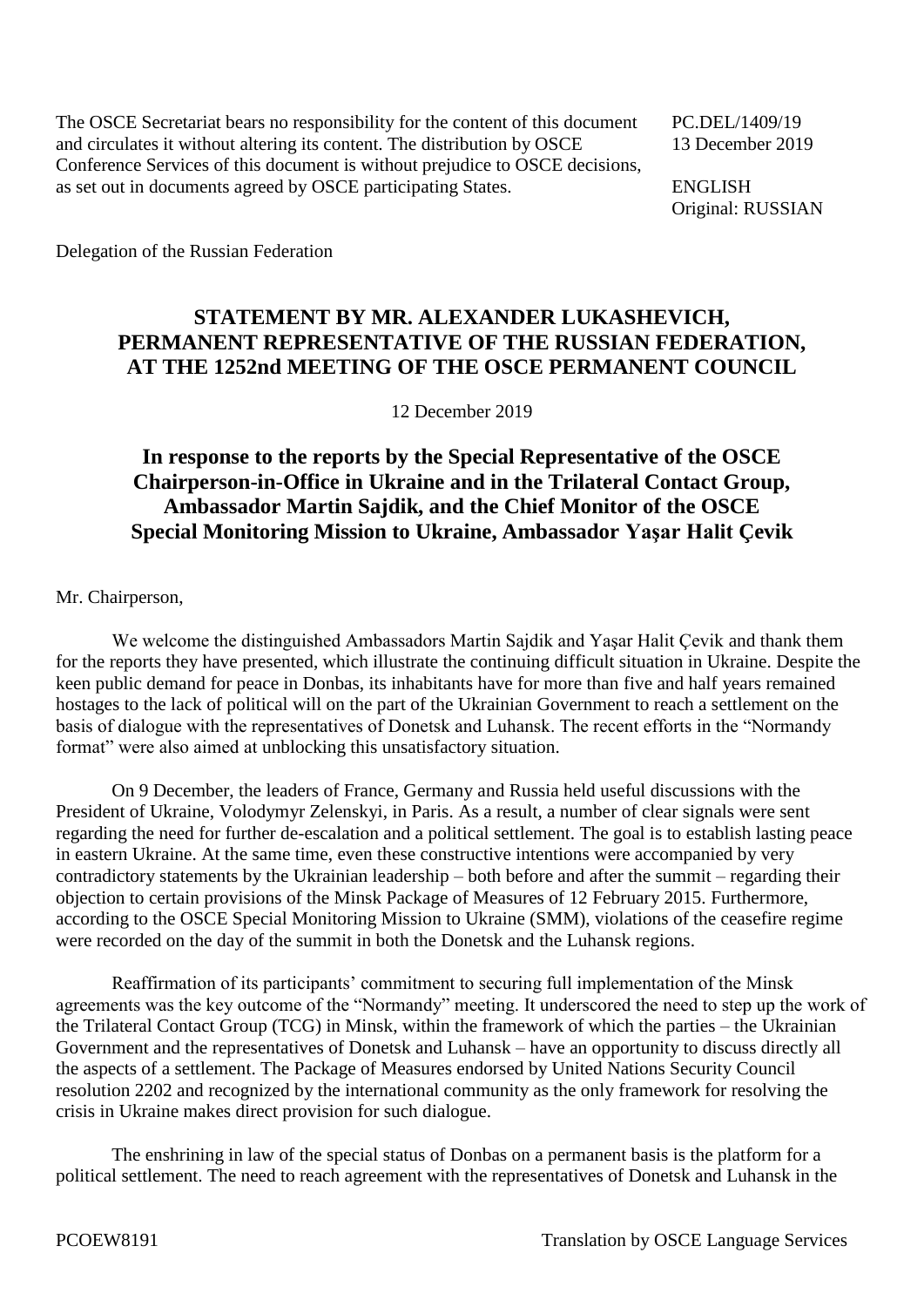The OSCE Secretariat bears no responsibility for the content of this document and circulates it without altering its content. The distribution by OSCE Conference Services of this document is without prejudice to OSCE decisions, as set out in documents agreed by OSCE participating States.

PC.DEL/1409/19
13 December 2019

ENGLISH
Original: RUSSIAN

Delegation of the Russian Federation

## STATEMENT BY MR. ALEXANDER LUKASHEVICH, PERMANENT REPRESENTATIVE OF THE RUSSIAN FEDERATION, AT THE 1252nd MEETING OF THE OSCE PERMANENT COUNCIL

12 December 2019

## In response to the reports by the Special Representative of the OSCE Chairperson-in-Office in Ukraine and in the Trilateral Contact Group, Ambassador Martin Sajdik, and the Chief Monitor of the OSCE Special Monitoring Mission to Ukraine, Ambassador Yaşar Halit Çevik

Mr. Chairperson,

We welcome the distinguished Ambassadors Martin Sajdik and Yaşar Halit Çevik and thank them for the reports they have presented, which illustrate the continuing difficult situation in Ukraine. Despite the keen public demand for peace in Donbas, its inhabitants have for more than five and half years remained hostages to the lack of political will on the part of the Ukrainian Government to reach a settlement on the basis of dialogue with the representatives of Donetsk and Luhansk. The recent efforts in the "Normandy format" were also aimed at unblocking this unsatisfactory situation.

On 9 December, the leaders of France, Germany and Russia held useful discussions with the President of Ukraine, Volodymyr Zelenskyi, in Paris. As a result, a number of clear signals were sent regarding the need for further de-escalation and a political settlement. The goal is to establish lasting peace in eastern Ukraine. At the same time, even these constructive intentions were accompanied by very contradictory statements by the Ukrainian leadership – both before and after the summit – regarding their objection to certain provisions of the Minsk Package of Measures of 12 February 2015. Furthermore, according to the OSCE Special Monitoring Mission to Ukraine (SMM), violations of the ceasefire regime were recorded on the day of the summit in both the Donetsk and the Luhansk regions.

Reaffirmation of its participants' commitment to securing full implementation of the Minsk agreements was the key outcome of the "Normandy" meeting. It underscored the need to step up the work of the Trilateral Contact Group (TCG) in Minsk, within the framework of which the parties – the Ukrainian Government and the representatives of Donetsk and Luhansk – have an opportunity to discuss directly all the aspects of a settlement. The Package of Measures endorsed by United Nations Security Council resolution 2202 and recognized by the international community as the only framework for resolving the crisis in Ukraine makes direct provision for such dialogue.

The enshrining in law of the special status of Donbas on a permanent basis is the platform for a political settlement. The need to reach agreement with the representatives of Donetsk and Luhansk in the

PCOEW8191 Translation by OSCE Language Services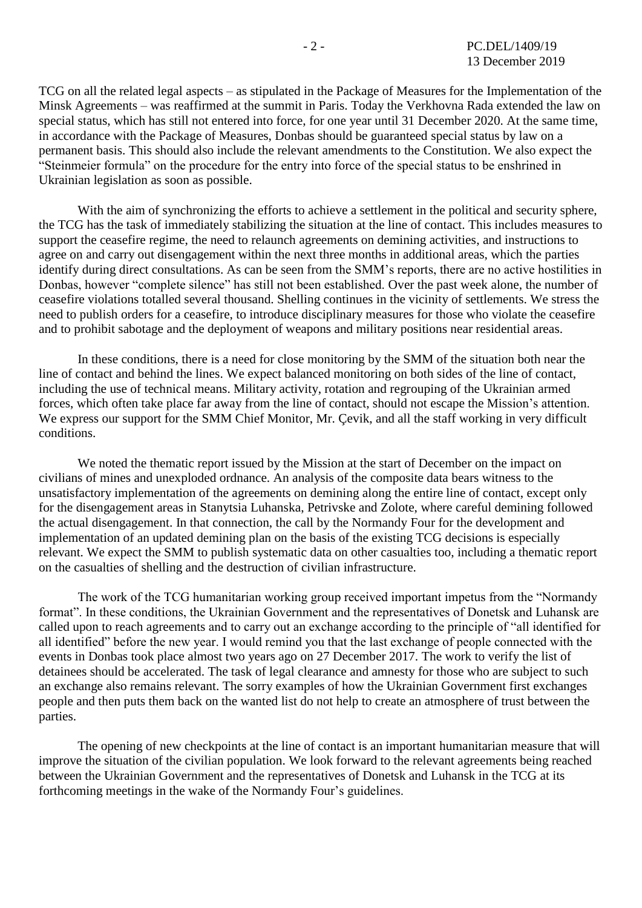TCG on all the related legal aspects – as stipulated in the Package of Measures for the Implementation of the Minsk Agreements – was reaffirmed at the summit in Paris. Today the Verkhovna Rada extended the law on special status, which has still not entered into force, for one year until 31 December 2020. At the same time, in accordance with the Package of Measures, Donbas should be guaranteed special status by law on a permanent basis. This should also include the relevant amendments to the Constitution. We also expect the "Steinmeier formula" on the procedure for the entry into force of the special status to be enshrined in Ukrainian legislation as soon as possible.

With the aim of synchronizing the efforts to achieve a settlement in the political and security sphere, the TCG has the task of immediately stabilizing the situation at the line of contact. This includes measures to support the ceasefire regime, the need to relaunch agreements on demining activities, and instructions to agree on and carry out disengagement within the next three months in additional areas, which the parties identify during direct consultations. As can be seen from the SMM's reports, there are no active hostilities in Donbas, however "complete silence" has still not been established. Over the past week alone, the number of ceasefire violations totalled several thousand. Shelling continues in the vicinity of settlements. We stress the need to publish orders for a ceasefire, to introduce disciplinary measures for those who violate the ceasefire and to prohibit sabotage and the deployment of weapons and military positions near residential areas.

In these conditions, there is a need for close monitoring by the SMM of the situation both near the line of contact and behind the lines. We expect balanced monitoring on both sides of the line of contact, including the use of technical means. Military activity, rotation and regrouping of the Ukrainian armed forces, which often take place far away from the line of contact, should not escape the Mission's attention. We express our support for the SMM Chief Monitor, Mr. Çevik, and all the staff working in very difficult conditions.

We noted the thematic report issued by the Mission at the start of December on the impact on civilians of mines and unexploded ordnance. An analysis of the composite data bears witness to the unsatisfactory implementation of the agreements on demining along the entire line of contact, except only for the disengagement areas in Stanytsia Luhanska, Petrivske and Zolote, where careful demining followed the actual disengagement. In that connection, the call by the Normandy Four for the development and implementation of an updated demining plan on the basis of the existing TCG decisions is especially relevant. We expect the SMM to publish systematic data on other casualties too, including a thematic report on the casualties of shelling and the destruction of civilian infrastructure.

The work of the TCG humanitarian working group received important impetus from the "Normandy format". In these conditions, the Ukrainian Government and the representatives of Donetsk and Luhansk are called upon to reach agreements and to carry out an exchange according to the principle of "all identified for all identified" before the new year. I would remind you that the last exchange of people connected with the events in Donbas took place almost two years ago on 27 December 2017. The work to verify the list of detainees should be accelerated. The task of legal clearance and amnesty for those who are subject to such an exchange also remains relevant. The sorry examples of how the Ukrainian Government first exchanges people and then puts them back on the wanted list do not help to create an atmosphere of trust between the parties.

The opening of new checkpoints at the line of contact is an important humanitarian measure that will improve the situation of the civilian population. We look forward to the relevant agreements being reached between the Ukrainian Government and the representatives of Donetsk and Luhansk in the TCG at its forthcoming meetings in the wake of the Normandy Four's guidelines.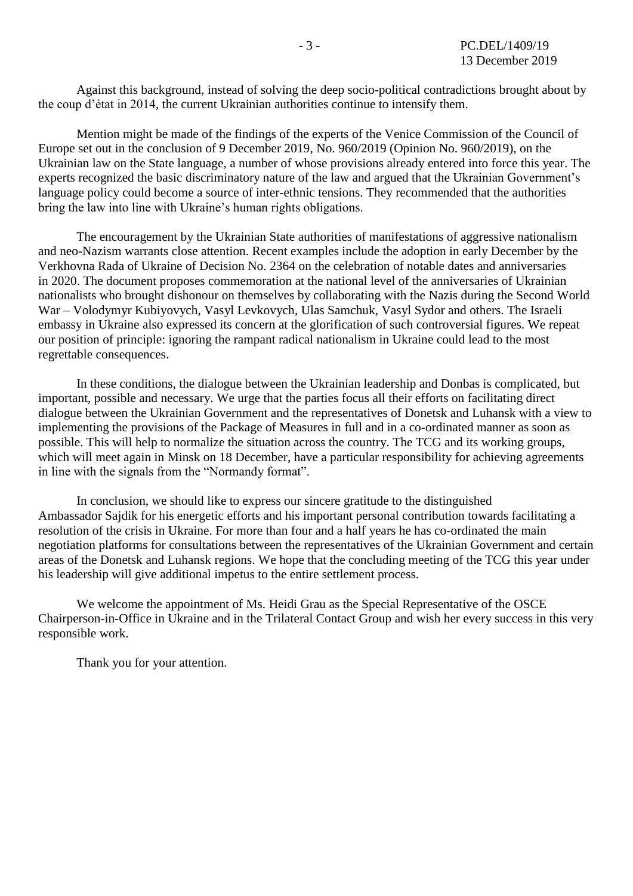Against this background, instead of solving the deep socio-political contradictions brought about by the coup d'état in 2014, the current Ukrainian authorities continue to intensify them.

Mention might be made of the findings of the experts of the Venice Commission of the Council of Europe set out in the conclusion of 9 December 2019, No. 960/2019 (Opinion No. 960/2019), on the Ukrainian law on the State language, a number of whose provisions already entered into force this year. The experts recognized the basic discriminatory nature of the law and argued that the Ukrainian Government's language policy could become a source of inter-ethnic tensions. They recommended that the authorities bring the law into line with Ukraine's human rights obligations.

The encouragement by the Ukrainian State authorities of manifestations of aggressive nationalism and neo-Nazism warrants close attention. Recent examples include the adoption in early December by the Verkhovna Rada of Ukraine of Decision No. 2364 on the celebration of notable dates and anniversaries in 2020. The document proposes commemoration at the national level of the anniversaries of Ukrainian nationalists who brought dishonour on themselves by collaborating with the Nazis during the Second World War – Volodymyr Kubiyovych, Vasyl Levkovych, Ulas Samchuk, Vasyl Sydor and others. The Israeli embassy in Ukraine also expressed its concern at the glorification of such controversial figures. We repeat our position of principle: ignoring the rampant radical nationalism in Ukraine could lead to the most regrettable consequences.

In these conditions, the dialogue between the Ukrainian leadership and Donbas is complicated, but important, possible and necessary. We urge that the parties focus all their efforts on facilitating direct dialogue between the Ukrainian Government and the representatives of Donetsk and Luhansk with a view to implementing the provisions of the Package of Measures in full and in a co-ordinated manner as soon as possible. This will help to normalize the situation across the country. The TCG and its working groups, which will meet again in Minsk on 18 December, have a particular responsibility for achieving agreements in line with the signals from the "Normandy format".

In conclusion, we should like to express our sincere gratitude to the distinguished Ambassador Sajdik for his energetic efforts and his important personal contribution towards facilitating a resolution of the crisis in Ukraine. For more than four and a half years he has co-ordinated the main negotiation platforms for consultations between the representatives of the Ukrainian Government and certain areas of the Donetsk and Luhansk regions. We hope that the concluding meeting of the TCG this year under his leadership will give additional impetus to the entire settlement process.

We welcome the appointment of Ms. Heidi Grau as the Special Representative of the OSCE Chairperson-in-Office in Ukraine and in the Trilateral Contact Group and wish her every success in this very responsible work.

Thank you for your attention.